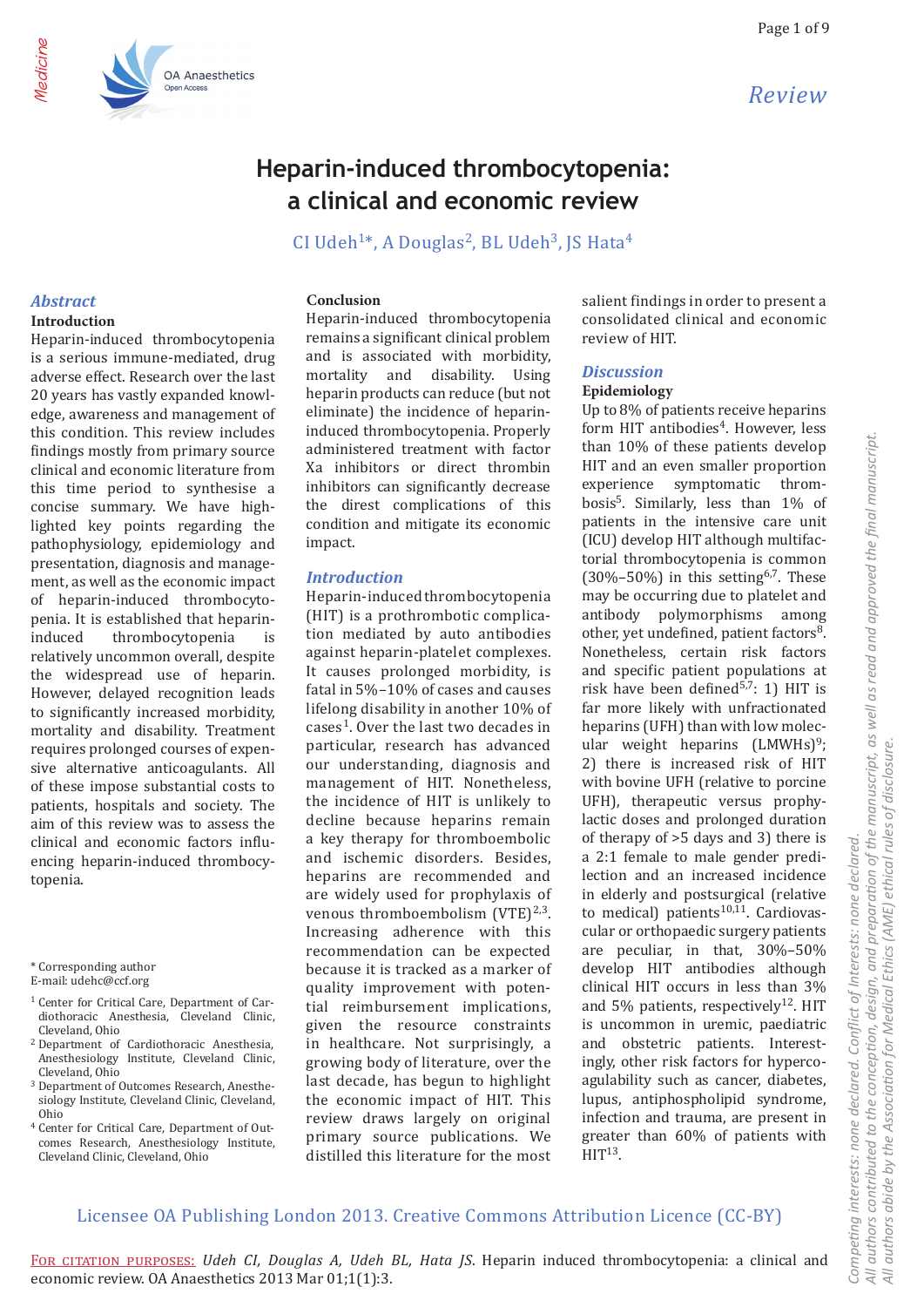# Heparin-induced thrombocytopenia: a clinical and economic review

CI Udeh[1]*, A Douglas[2], BL Udeh[3], JS Hata[4]

## *Abstract*

### Introduction

Heparin-induced thrombocytopenia is a serious immune-mediated, drug adverse effect. Research over the last 20 years has vastly expanded knowledge, awareness and management of this condition. This review includes findings mostly from primary source clinical and economic literature from this time period to synthesise a concise summary. We have highlighted key points regarding the pathophysiology, epidemiology and presentation, diagnosis and management, as well as the economic impact of heparin-induced thrombocytopenia. It is established that heparin-induced thrombocytopenia is relatively uncommon overall, despite the widespread use of heparin. However, delayed recognition leads to significantly increased morbidity, mortality and disability. Treatment requires prolonged courses of expensive alternative anticoagulants. All of these impose substantial costs to patients, hospitals and society. The aim of this review was to assess the clinical and economic factors influencing heparin-induced thrombocytopenia.

### Conclusion

Heparin-induced thrombocytopenia remains a significant clinical problem and is associated with morbidity, mortality and disability. Using heparin products can reduce (but not eliminate) the incidence of heparin-induced thrombocytopenia. Properly administered treatment with factor Xa inhibitors or direct thrombin inhibitors can significantly decrease the direst complications of this condition and mitigate its economic impact.

## *Introduction*

Heparin-induced thrombocytopenia (HIT) is a prothrombotic complication mediated by auto antibodies against heparin-platelet complexes. It causes prolonged morbidity, is fatal in 5%–10% of cases and causes lifelong disability in another 10% of cases[1]. Over the last two decades in particular, research has advanced our understanding, diagnosis and management of HIT. Nonetheless, the incidence of HIT is unlikely to decline because heparins remain a key therapy for thromboembolic and ischemic disorders. Besides, heparins are recommended and are widely used for prophylaxis of venous thromboembolism (VTE)[2,3]. Increasing adherence with this recommendation can be expected because it is tracked as a marker of quality improvement with potential reimbursement implications, given the resource constraints in healthcare. Not surprisingly, a growing body of literature, over the last decade, has begun to highlight the economic impact of HIT. This review draws largely on original primary source publications. We distilled this literature for the most salient findings in order to present a consolidated clinical and economic review of HIT.

## *Discussion*

### Epidemiology

Up to 8% of patients receive heparins form HIT antibodies[4]. However, less than 10% of these patients develop HIT and an even smaller proportion experience symptomatic thrombosis[5]. Similarly, less than 1% of patients in the intensive care unit (ICU) develop HIT although multifactorial thrombocytopenia is common (30%–50%) in this setting[6,7]. These may be occurring due to platelet and antibody polymorphisms among other, yet undefined, patient factors[8]. Nonetheless, certain risk factors and specific patient populations at risk have been defined[5,7]: 1) HIT is far more likely with unfractionated heparins (UFH) than with low molecular weight heparins (LMWHs)[9]; 2) there is increased risk of HIT with bovine UFH (relative to porcine UFH), therapeutic versus prophylactic doses and prolonged duration of therapy of >5 days and 3) there is a 2:1 female to male gender predilection and an increased incidence in elderly and postsurgical (relative to medical) patients[10,11]. Cardiovascular or orthopaedic surgery patients are peculiar, in that, 30%–50% develop HIT antibodies although clinical HIT occurs in less than 3% and 5% patients, respectively[12]. HIT is uncommon in uremic, paediatric and obstetric patients. Interestingly, other risk factors for hypercoagulability such as cancer, diabetes, lupus, antiphospholipid syndrome, infection and trauma, are present in greater than 60% of patients with HIT[13].

\* Corresponding author
E-mail: udehc@ccf.org

[1] Center for Critical Care, Department of Cardiothoracic Anesthesia, Cleveland Clinic, Cleveland, Ohio

[2] Department of Cardiothoracic Anesthesia, Anesthesiology Institute, Cleveland Clinic, Cleveland, Ohio

[3] Department of Outcomes Research, Anesthesiology Institute, Cleveland Clinic, Cleveland, Ohio

[4] Center for Critical Care, Department of Outcomes Research, Anesthesiology Institute, Cleveland Clinic, Cleveland, Ohio

Licensee OA Publishing London 2013. Creative Commons Attribution Licence (CC-BY)

FOR CITATION PURPOSES: *Udeh CI, Douglas A, Udeh BL, Hata JS.* Heparin induced thrombocytopenia: a clinical and economic review. OA Anaesthetics 2013 Mar 01;1(1):3.

*Competing interests: none declared. Conflict of Interests: none declared. All authors contributed to the conception, design, and preparation of the manuscript, as well as read and approved the final manuscript. All authors abide by the Association for Medical Ethics (AME) ethical rules of disclosure.*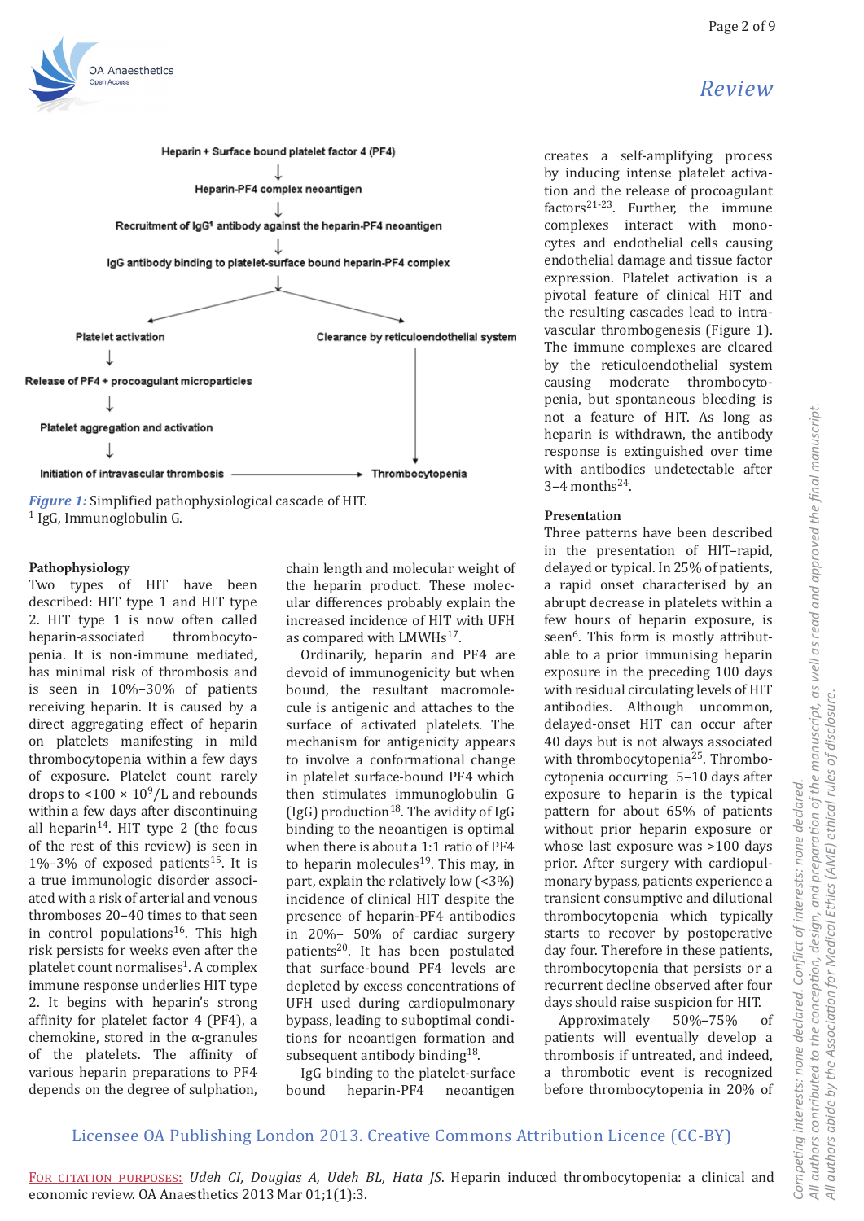Heparin + Surface bound platelet factor 4 (PF4)
↓
Heparin-PF4 complex neoantigen
↓
Recruitment of IgG[1] antibody against the heparin-PF4 neoantigen
↓
IgG antibody binding to platelet-surface bound heparin-PF4 complex
↓
Platelet activation → Release of PF4 + procoagulant microparticles → Platelet aggregation and activation → Initiation of intravascular thrombosis → Thrombocytopenia

Clearance by reticuloendothelial system → Thrombocytopenia

*Figure 1:* Simplified pathophysiological cascade of HIT.
[1] IgG, Immunoglobulin G.

**Pathophysiology**

Two types of HIT have been described: HIT type 1 and HIT type 2. HIT type 1 is now often called heparin-associated thrombocytopenia. It is non-immune mediated, has minimal risk of thrombosis and is seen in 10%–30% of patients receiving heparin. It is caused by a direct aggregating effect of heparin on platelets manifesting in mild thrombocytopenia within a few days of exposure. Platelet count rarely drops to <100 × $10^9$/L and rebounds within a few days after discontinuing all heparin[14]. HIT type 2 (the focus of the rest of this review) is seen in 1%–3% of exposed patients[15]. It is a true immunologic disorder associated with a risk of arterial and venous thromboses 20–40 times to that seen in control populations[16]. This high risk persists for weeks even after the platelet count normalises[1]. A complex immune response underlies HIT type 2. It begins with heparin's strong affinity for platelet factor 4 (PF4), a chemokine, stored in the α-granules of the platelets. The affinity of various heparin preparations to PF4 depends on the degree of sulphation, chain length and molecular weight of the heparin product. These molecular differences probably explain the increased incidence of HIT with UFH as compared with LMWHs[17].

Ordinarily, heparin and PF4 are devoid of immunogenicity but when bound, the resultant macromolecule is antigenic and attaches to the surface of activated platelets. The mechanism for antigenicity appears to involve a conformational change in platelet surface-bound PF4 which then stimulates immunoglobulin G (IgG) production[18]. The avidity of IgG binding to the neoantigen is optimal when there is about a 1:1 ratio of PF4 to heparin molecules[19]. This may, in part, explain the relatively low (<3%) incidence of clinical HIT despite the presence of heparin-PF4 antibodies in 20%– 50% of cardiac surgery patients[20]. It has been postulated that surface-bound PF4 levels are depleted by excess concentrations of UFH used during cardiopulmonary bypass, leading to suboptimal conditions for neoantigen formation and subsequent antibody binding[18].

IgG binding to the platelet-surface bound heparin-PF4 neoantigen creates a self-amplifying process by inducing intense platelet activation and the release of procoagulant factors[21-23]. Further, the immune complexes interact with monocytes and endothelial cells causing endothelial damage and tissue factor expression. Platelet activation is a pivotal feature of clinical HIT and the resulting cascades lead to intravascular thrombogenesis (Figure 1). The immune complexes are cleared by the reticuloendothelial system causing moderate thrombocytopenia, but spontaneous bleeding is not a feature of HIT. As long as heparin is withdrawn, the antibody response is extinguished over time with antibodies undetectable after 3–4 months[24].

**Presentation**

Three patterns have been described in the presentation of HIT–rapid, delayed or typical. In 25% of patients, a rapid onset characterised by an abrupt decrease in platelets within a few hours of heparin exposure, is seen[6]. This form is mostly attributable to a prior immunising heparin exposure in the preceding 100 days with residual circulating levels of HIT antibodies. Although uncommon, delayed-onset HIT can occur after 40 days but is not always associated with thrombocytopenia[25]. Thrombocytopenia occurring 5–10 days after exposure to heparin is the typical pattern for about 65% of patients without prior heparin exposure or whose last exposure was >100 days prior. After surgery with cardiopulmonary bypass, patients experience a transient consumptive and dilutional thrombocytopenia which typically starts to recover by postoperative day four. Therefore in these patients, thrombocytopenia that persists or a recurrent decline observed after four days should raise suspicion for HIT.

Approximately 50%–75% of patients will eventually develop a thrombosis if untreated, and indeed, a thrombotic event is recognized before thrombocytopenia in 20% of

Licensee OA Publishing London 2013. Creative Commons Attribution Licence (CC-BY)

For citation purposes: *Udeh CI, Douglas A, Udeh BL, Hata JS.* Heparin induced thrombocytopenia: a clinical and economic review. OA Anaesthetics 2013 Mar 01;1(1):3.

*Competing interests: none declared. Conflict of interests: none declared. All authors contributed to the conception, design, and preparation of the manuscript, as well as read and approved the final manuscript. All authors abide by the Association for Medical Ethics (AME) ethical rules of disclosure.*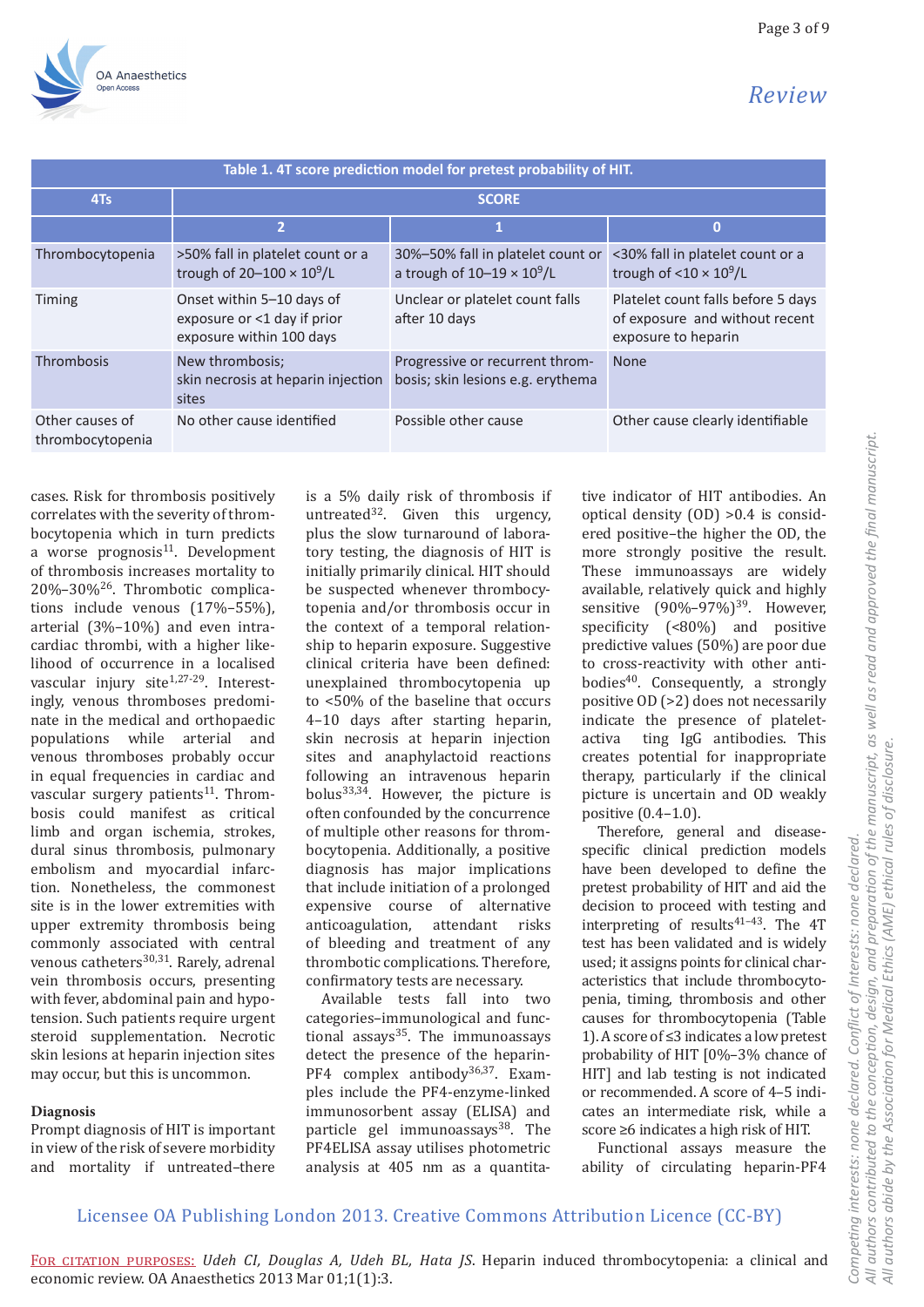**Table 1. 4T score prediction model for pretest probability of HIT.**

| 4Ts | SCORE | | |
|---|---|---|---|
| | 2 | 1 | 0 |
| Thrombocytopenia | >50% fall in platelet count or a trough of 20–100 × $10^9$/L | 30%–50% fall in platelet count or a trough of 10–19 × $10^9$/L | <30% fall in platelet count or a trough of <10 × $10^9$/L |
| Timing | Onset within 5–10 days of exposure or <1 day if prior exposure within 100 days | Unclear or platelet count falls after 10 days | Platelet count falls before 5 days of exposure and without recent exposure to heparin |
| Thrombosis | New thrombosis; skin necrosis at heparin injection sites | Progressive or recurrent thrombosis; skin lesions e.g. erythema | None |
| Other causes of thrombocytopenia | No other cause identified | Possible other cause | Other cause clearly identifiable |

cases. Risk for thrombosis positively correlates with the severity of thrombocytopenia which in turn predicts a worse prognosis[11]. Development of thrombosis increases mortality to 20%–30%[26]. Thrombotic complications include venous (17%–55%), arterial (3%–10%) and even intracardiac thrombi, with a higher likelihood of occurrence in a localised vascular injury site[1,27-29]. Interestingly, venous thromboses predominate in the medical and orthopaedic populations while arterial and venous thromboses probably occur in equal frequencies in cardiac and vascular surgery patients[11]. Thrombosis could manifest as critical limb and organ ischemia, strokes, dural sinus thrombosis, pulmonary embolism and myocardial infarction. Nonetheless, the commonest site is in the lower extremities with upper extremity thrombosis being commonly associated with central venous catheters[30,31]. Rarely, adrenal vein thrombosis occurs, presenting with fever, abdominal pain and hypotension. Such patients require urgent steroid supplementation. Necrotic skin lesions at heparin injection sites may occur, but this is uncommon.

**Diagnosis**

Prompt diagnosis of HIT is important in view of the risk of severe morbidity and mortality if untreated–there is a 5% daily risk of thrombosis if untreated[32]. Given this urgency, plus the slow turnaround of laboratory testing, the diagnosis of HIT is initially primarily clinical. HIT should be suspected whenever thrombocytopenia and/or thrombosis occur in the context of a temporal relationship to heparin exposure. Suggestive clinical criteria have been defined: unexplained thrombocytopenia up to <50% of the baseline that occurs 4–10 days after starting heparin, skin necrosis at heparin injection sites and anaphylactoid reactions following an intravenous heparin bolus[33,34]. However, the picture is often confounded by the concurrence of multiple other reasons for thrombocytopenia. Additionally, a positive diagnosis has major implications that include initiation of a prolonged expensive course of alternative anticoagulation, attendant risks of bleeding and treatment of any thrombotic complications. Therefore, confirmatory tests are necessary.

Available tests fall into two categories–immunological and functional assays[35]. The immunoassays detect the presence of the heparin-PF4 complex antibody[36,37]. Examples include the PF4-enzyme-linked immunosorbent assay (ELISA) and particle gel immunoassays[38]. The PF4ELISA assay utilises photometric analysis at 405 nm as a quantitative indicator of HIT antibodies. An optical density (OD) >0.4 is considered positive–the higher the OD, the more strongly positive the result. These immunoassays are widely available, relatively quick and highly sensitive (90%–97%)[39]. However, specificity (<80%) and positive predictive values (50%) are poor due to cross-reactivity with other antibodies[40]. Consequently, a strongly positive OD (>2) does not necessarily indicate the presence of platelet-activating IgG antibodies. This creates potential for inappropriate therapy, particularly if the clinical picture is uncertain and OD weakly positive (0.4–1.0).

Therefore, general and disease-specific clinical prediction models have been developed to define the pretest probability of HIT and aid the decision to proceed with testing and interpreting of results[41–43]. The 4T test has been validated and is widely used; it assigns points for clinical characteristics that include thrombocytopenia, timing, thrombosis and other causes for thrombocytopenia (Table 1). A score of ≤3 indicates a low pretest probability of HIT [0%–3% chance of HIT] and lab testing is not indicated or recommended. A score of 4–5 indicates an intermediate risk, while a score ≥6 indicates a high risk of HIT.

Functional assays measure the ability of circulating heparin-PF4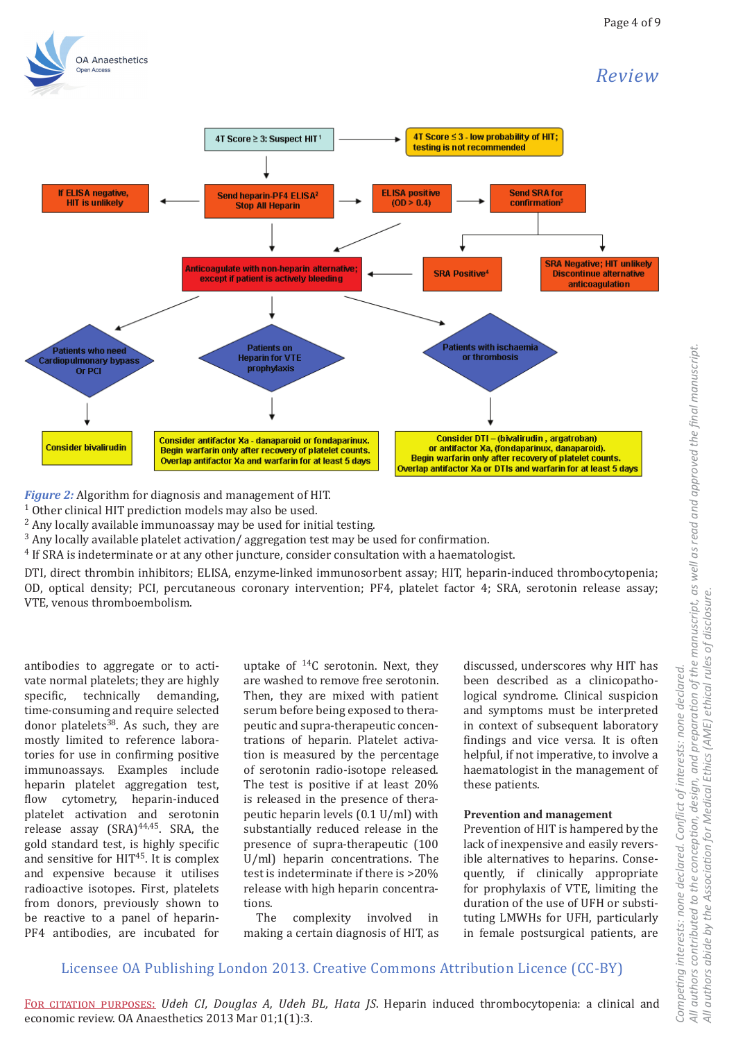4T Score ≥ 3: Suspect HIT[1]

4T Score ≤ 3 - low probability of HIT; testing is not recommended

Send heparin-PF4 ELISA[2] Stop All Heparin

If ELISA negative, HIT is unlikely

ELISA positive (OD > 0.4)

Send SRA for confirmation[3]

Anticoagulate with non-heparin alternative; except if patient is actively bleeding

SRA Positive[4]

SRA Negative; HIT unlikely Discontinue alternative anticoagulation

Patients who need Cardiopulmonary bypass Or PCI

Patients on Heparin for VTE prophylaxis

Patients with ischaemia or thrombosis

Consider bivalirudin

Consider antifactor Xa - danaparoid or fondaparinux. Begin warfarin only after recovery of platelet counts. Overlap antifactor Xa and warfarin for at least 5 days

Consider DTI – (bivalirudin , argatroban) or antifactor Xa, (fondaparinux, danaparoid). Begin warfarin only after recovery of platelet counts. Overlap antifactor Xa or DTIs and warfarin for at least 5 days

*Figure 2:* Algorithm for diagnosis and management of HIT.
[1] Other clinical HIT prediction models may also be used.
[2] Any locally available immunoassay may be used for initial testing.
[3] Any locally available platelet activation/ aggregation test may be used for confirmation.
[4] If SRA is indeterminate or at any other juncture, consider consultation with a haematologist.

DTI, direct thrombin inhibitors; ELISA, enzyme-linked immunosorbent assay; HIT, heparin-induced thrombocytopenia; OD, optical density; PCI, percutaneous coronary intervention; PF4, platelet factor 4; SRA, serotonin release assay; VTE, venous thromboembolism.

antibodies to aggregate or to activate normal platelets; they are highly specific, technically demanding, time-consuming and require selected donor platelets[38]. As such, they are mostly limited to reference laboratories for use in confirming positive immunoassays. Examples include heparin platelet aggregation test, flow cytometry, heparin-induced platelet activation and serotonin release assay (SRA)[44,45]. SRA, the gold standard test, is highly specific and sensitive for HIT[45]. It is complex and expensive because it utilises radioactive isotopes. First, platelets from donors, previously shown to be reactive to a panel of heparin-PF4 antibodies, are incubated for uptake of $^{14}C$ serotonin. Next, they are washed to remove free serotonin. Then, they are mixed with patient serum before being exposed to therapeutic and supra-therapeutic concentrations of heparin. Platelet activation is measured by the percentage of serotonin radio-isotope released. The test is positive if at least 20% is released in the presence of therapeutic heparin levels (0.1 U/ml) with substantially reduced release in the presence of supra-therapeutic (100 U/ml) heparin concentrations. The test is indeterminate if there is >20% release with high heparin concentrations.

The complexity involved in making a certain diagnosis of HIT, as discussed, underscores why HIT has been described as a clinicopathological syndrome. Clinical suspicion and symptoms must be interpreted in context of subsequent laboratory findings and vice versa. It is often helpful, if not imperative, to involve a haematologist in the management of these patients.

**Prevention and management**

Prevention of HIT is hampered by the lack of inexpensive and easily reversible alternatives to heparins. Consequently, if clinically appropriate for prophylaxis of VTE, limiting the duration of the use of UFH or substituting LMWHs for UFH, particularly in female postsurgical patients, are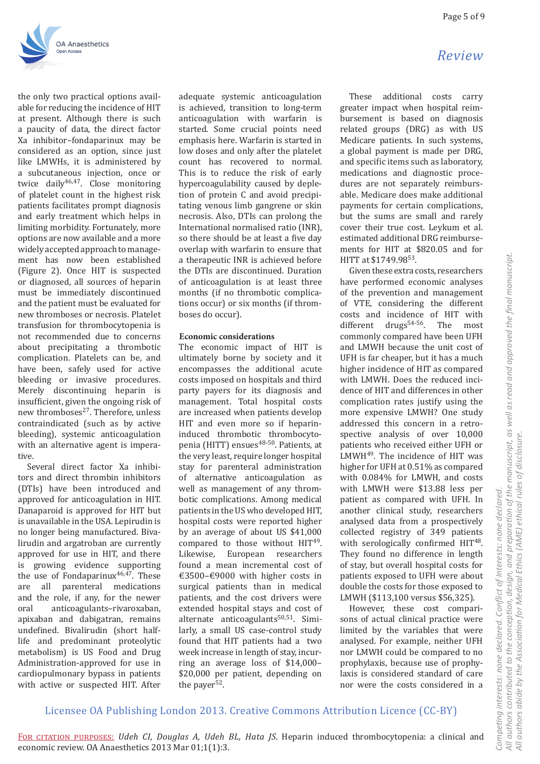the only two practical options available for reducing the incidence of HIT at present. Although there is such a paucity of data, the direct factor Xa inhibitor–fondaparinux may be considered as an option, since just like LMWHs, it is administered by a subcutaneous injection, once or twice daily[46,47]. Close monitoring of platelet count in the highest risk patients facilitates prompt diagnosis and early treatment which helps in limiting morbidity. Fortunately, more options are now available and a more widely accepted approach to management has now been established (Figure 2). Once HIT is suspected or diagnosed, all sources of heparin must be immediately discontinued and the patient must be evaluated for new thromboses or necrosis. Platelet transfusion for thrombocytopenia is not recommended due to concerns about precipitating a thrombotic complication. Platelets can be, and have been, safely used for active bleeding or invasive procedures. Merely discontinuing heparin is insufficient, given the ongoing risk of new thromboses[27]. Therefore, unless contraindicated (such as by active bleeding), systemic anticoagulation with an alternative agent is imperative.

Several direct factor Xa inhibitors and direct thrombin inhibitors (DTIs) have been introduced and approved for anticoagulation in HIT. Danaparoid is approved for HIT but is unavailable in the USA. Lepirudin is no longer being manufactured. Bivalirudin and argatroban are currently approved for use in HIT, and there is growing evidence supporting the use of Fondaparinux[46,47]. These are all parenteral medications and the role, if any, for the newer oral anticoagulants–rivaroxaban, apixaban and dabigatran, remains undefined. Bivalirudin (short half-life and predominant proteolytic metabolism) is US Food and Drug Administration-approved for use in cardiopulmonary bypass in patients with active or suspected HIT. After adequate systemic anticoagulation is achieved, transition to long-term anticoagulation with warfarin is started. Some crucial points need emphasis here. Warfarin is started in low doses and only after the platelet count has recovered to normal. This is to reduce the risk of early hypercoagulability caused by depletion of protein C and avoid precipitating venous limb gangrene or skin necrosis. Also, DTIs can prolong the International normalised ratio (INR), so there should be at least a five day overlap with warfarin to ensure that a therapeutic INR is achieved before the DTIs are discontinued. Duration of anticoagulation is at least three months (if no thrombotic complications occur) or six months (if thromboses do occur).

**Economic considerations**

The economic impact of HIT is ultimately borne by society and it encompasses the additional acute costs imposed on hospitals and third party payers for its diagnosis and management. Total hospital costs are increased when patients develop HIT and even more so if heparin-induced thrombotic thrombocytopenia (HITT) ensues[48-50]. Patients, at the very least, require longer hospital stay for parenteral administration of alternative anticoagulation as well as management of any thrombotic complications. Among medical patients in the US who developed HIT, hospital costs were reported higher by an average of about US $41,000 compared to those without HIT[49]. Likewise, European researchers found a mean incremental cost of €3500–€9000 with higher costs in surgical patients than in medical patients, and the cost drivers were extended hospital stays and cost of alternate anticoagulants[50,51]. Similarly, a small US case-control study found that HIT patients had a two week increase in length of stay, incurring an average loss of $14,000–$20,000 per patient, depending on the payer[52].

These additional costs carry greater impact when hospital reimbursement is based on diagnosis related groups (DRG) as with US Medicare patients. In such systems, a global payment is made per DRG, and specific items such as laboratory, medications and diagnostic procedures are not separately reimbursable. Medicare does make additional payments for certain complications, but the sums are small and rarely cover their true cost. Leykum et al. estimated additional DRG reimbursements for HIT at $820.05 and for HITT at $1749.98[53].

Given these extra costs, researchers have performed economic analyses of the prevention and management of VTE, considering the different costs and incidence of HIT with different drugs[54-56]. The most commonly compared have been UFH and LMWH because the unit cost of UFH is far cheaper, but it has a much higher incidence of HIT as compared with LMWH. Does the reduced incidence of HIT and differences in other complication rates justify using the more expensive LMWH? One study addressed this concern in a retrospective analysis of over 10,000 patients who received either UFH or LMWH[49]. The incidence of HIT was higher for UFH at 0.51% as compared with 0.084% for LMWH, and costs with LMWH were $13.88 less per patient as compared with UFH. In another clinical study, researchers analysed data from a prospectively collected registry of 349 patients with serologically confirmed HIT[48]. They found no difference in length of stay, but overall hospital costs for patients exposed to UFH were about double the costs for those exposed to LMWH ($113,100 versus $56,325).

However, these cost comparisons of actual clinical practice were limited by the variables that were analysed. For example, neither UFH nor LMWH could be compared to no prophylaxis, because use of prophylaxis is considered standard of care nor were the costs considered in a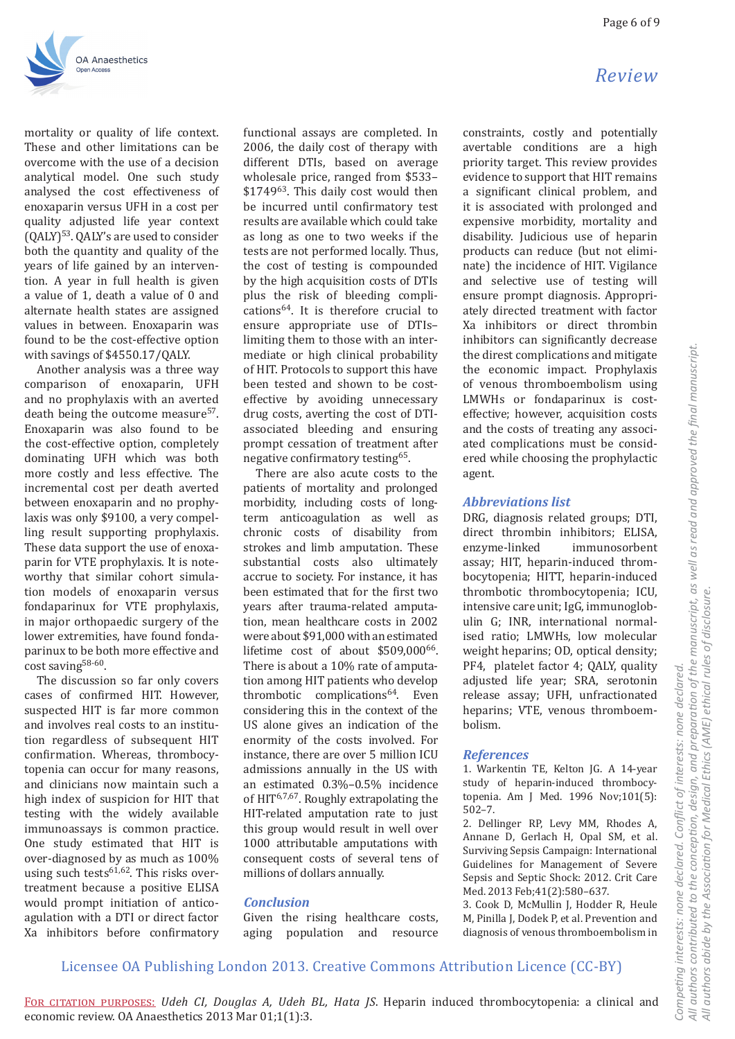mortality or quality of life context. These and other limitations can be overcome with the use of a decision analytical model. One such study analysed the cost effectiveness of enoxaparin versus UFH in a cost per quality adjusted life year context (QALY)[53]. QALY's are used to consider both the quantity and quality of the years of life gained by an intervention. A year in full health is given a value of 1, death a value of 0 and alternate health states are assigned values in between. Enoxaparin was found to be the cost-effective option with savings of $4550.17/QALY.

Another analysis was a three way comparison of enoxaparin, UFH and no prophylaxis with an averted death being the outcome measure[57]. Enoxaparin was also found to be the cost-effective option, completely dominating UFH which was both more costly and less effective. The incremental cost per death averted between enoxaparin and no prophylaxis was only $9100, a very compelling result supporting prophylaxis. These data support the use of enoxaparin for VTE prophylaxis. It is noteworthy that similar cohort simulation models of enoxaparin versus fondaparinux for VTE prophylaxis, in major orthopaedic surgery of the lower extremities, have found fondaparinux to be both more effective and cost saving[58-60].

The discussion so far only covers cases of confirmed HIT. However, suspected HIT is far more common and involves real costs to an institution regardless of subsequent HIT confirmation. Whereas, thrombocytopenia can occur for many reasons, and clinicians now maintain such a high index of suspicion for HIT that testing with the widely available immunoassays is common practice. One study estimated that HIT is over-diagnosed by as much as 100% using such tests[61,62]. This risks overtreatment because a positive ELISA would prompt initiation of anticoagulation with a DTI or direct factor Xa inhibitors before confirmatory functional assays are completed. In 2006, the daily cost of therapy with different DTIs, based on average wholesale price, ranged from $533–$1749[63]. This daily cost would then be incurred until confirmatory test results are available which could take as long as one to two weeks if the tests are not performed locally. Thus, the cost of testing is compounded by the high acquisition costs of DTIs plus the risk of bleeding complications[64]. It is therefore crucial to ensure appropriate use of DTIs–limiting them to those with an intermediate or high clinical probability of HIT. Protocols to support this have been tested and shown to be cost-effective by avoiding unnecessary drug costs, averting the cost of DTI-associated bleeding and ensuring prompt cessation of treatment after negative confirmatory testing[65].

There are also acute costs to the patients of mortality and prolonged morbidity, including costs of long-term anticoagulation as well as chronic costs of disability from strokes and limb amputation. These substantial costs also ultimately accrue to society. For instance, it has been estimated that for the first two years after trauma-related amputation, mean healthcare costs in 2002 were about $91,000 with an estimated lifetime cost of about $509,000[66]. There is about a 10% rate of amputation among HIT patients who develop thrombotic complications[64]. Even considering this in the context of the US alone gives an indication of the enormity of the costs involved. For instance, there are over 5 million ICU admissions annually in the US with an estimated 0.3%–0.5% incidence of HIT[6,7,67]. Roughly extrapolating the HIT-related amputation rate to just this group would result in well over 1000 attributable amputations with consequent costs of several tens of millions of dollars annually.

## Conclusion

Given the rising healthcare costs, aging population and resource constraints, costly and potentially avertable conditions are a high priority target. This review provides evidence to support that HIT remains a significant clinical problem, and it is associated with prolonged and expensive morbidity, mortality and disability. Judicious use of heparin products can reduce (but not eliminate) the incidence of HIT. Vigilance and selective use of testing will ensure prompt diagnosis. Appropriately directed treatment with factor Xa inhibitors or direct thrombin inhibitors can significantly decrease the direst complications and mitigate the economic impact. Prophylaxis of venous thromboembolism using LMWHs or fondaparinux is cost-effective; however, acquisition costs and the costs of treating any associated complications must be considered while choosing the prophylactic agent.

## Abbreviations list

DRG, diagnosis related groups; DTI, direct thrombin inhibitors; ELISA, enzyme-linked immunosorbent assay; HIT, heparin-induced thrombocytopenia; HITT, heparin-induced thrombotic thrombocytopenia; ICU, intensive care unit; IgG, immunoglobulin G; INR, international normalised ratio; LMWHs, low molecular weight heparins; OD, optical density; PF4, platelet factor 4; QALY, quality adjusted life year; SRA, serotonin release assay; UFH, unfractionated heparins; VTE, venous thromboembolism.

## References

1. Warkentin TE, Kelton JG. A 14-year study of heparin-induced thrombocytopenia. Am J Med. 1996 Nov;101(5):502–7.
2. Dellinger RP, Levy MM, Rhodes A, Annane D, Gerlach H, Opal SM, et al. Surviving Sepsis Campaign: International Guidelines for Management of Severe Sepsis and Septic Shock: 2012. Crit Care Med. 2013 Feb;41(2):580–637.
3. Cook D, McMullin J, Hodder R, Heule M, Pinilla J, Dodek P, et al. Prevention and diagnosis of venous thromboembolism in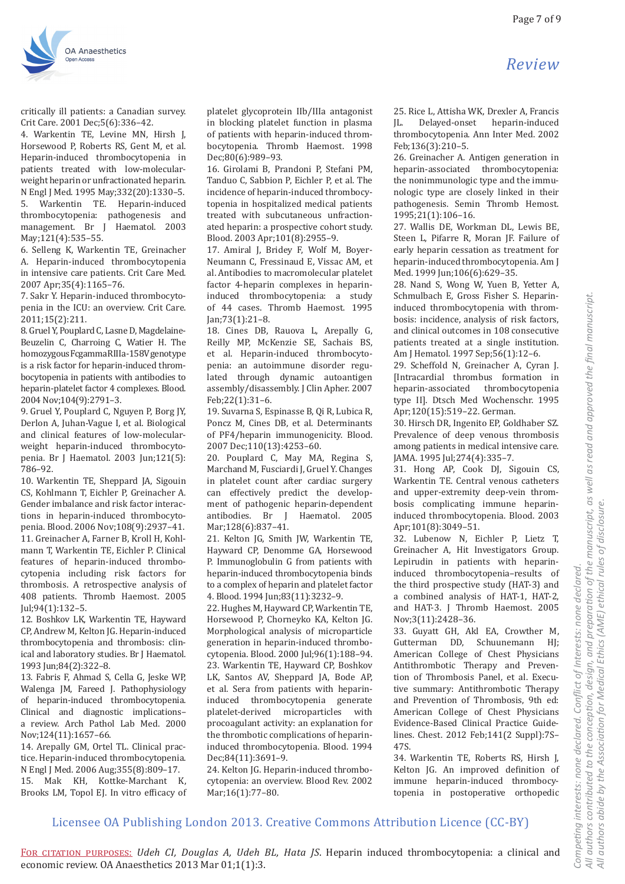critically ill patients: a Canadian survey. Crit Care. 2001 Dec;5(6):336–42.

4. Warkentin TE, Levine MN, Hirsh J, Horsewood P, Roberts RS, Gent M, et al. Heparin-induced thrombocytopenia in patients treated with low-molecular-weight heparin or unfractionated heparin. N Engl J Med. 1995 May;332(20):1330–5.

5. Warkentin TE. Heparin-induced thrombocytopenia: pathogenesis and management. Br J Haematol. 2003 May;121(4):535–55.

6. Selleng K, Warkentin TE, Greinacher A. Heparin-induced thrombocytopenia in intensive care patients. Crit Care Med. 2007 Apr;35(4):1165–76.

7. Sakr Y. Heparin-induced thrombocytopenia in the ICU: an overview. Crit Care. 2011;15(2):211.

8. Gruel Y, Pouplard C, Lasne D, Magdelaine-Beuzelin C, Charroing C, Watier H. The homozygous FcgammaRIIIa-158V genotype is a risk factor for heparin-induced thrombocytopenia in patients with antibodies to heparin-platelet factor 4 complexes. Blood. 2004 Nov;104(9):2791–3.

9. Gruel Y, Pouplard C, Nguyen P, Borg JY, Derlon A, Juhan-Vague I, et al. Biological and clinical features of low-molecular-weight heparin-induced thrombocytopenia. Br J Haematol. 2003 Jun;121(5):786–92.

10. Warkentin TE, Sheppard JA, Sigouin CS, Kohlmann T, Eichler P, Greinacher A. Gender imbalance and risk factor interactions in heparin-induced thrombocytopenia. Blood. 2006 Nov;108(9):2937–41.

11. Greinacher A, Farner B, Kroll H, Kohlmann T, Warkentin TE, Eichler P. Clinical features of heparin-induced thrombocytopenia including risk factors for thrombosis. A retrospective analysis of 408 patients. Thromb Haemost. 2005 Jul;94(1):132–5.

12. Boshkov LK, Warkentin TE, Hayward CP, Andrew M, Kelton JG. Heparin-induced thrombocytopenia and thrombosis: clinical and laboratory studies. Br J Haematol. 1993 Jun;84(2):322–8.

13. Fabris F, Ahmad S, Cella G, Jeske WP, Walenga JM, Fareed J. Pathophysiology of heparin-induced thrombocytopenia. Clinical and diagnostic implications–a review. Arch Pathol Lab Med. 2000 Nov;124(11):1657–66.

14. Arepally GM, Ortel TL. Clinical practice. Heparin-induced thrombocytopenia. N Engl J Med. 2006 Aug;355(8):809–17.

15. Mak KH, Kottke-Marchant K, Brooks LM, Topol EJ. In vitro efficacy of platelet glycoprotein IIb/IIIa antagonist in blocking platelet function in plasma of patients with heparin-induced thrombocytopenia. Thromb Haemost. 1998 Dec;80(6):989–93.

16. Girolami B, Prandoni P, Stefani PM, Tanduo C, Sabbion P, Eichler P, et al. The incidence of heparin-induced thrombocytopenia in hospitalized medical patients treated with subcutaneous unfractionated heparin: a prospective cohort study. Blood. 2003 Apr;101(8):2955–9.

17. Amiral J, Bridey F, Wolf M, Boyer-Neumann C, Fressinaud E, Vissac AM, et al. Antibodies to macromolecular platelet factor 4-heparin complexes in heparin-induced thrombocytopenia: a study of 44 cases. Thromb Haemost. 1995 Jan;73(1):21–8.

18. Cines DB, Rauova L, Arepally G, Reilly MP, McKenzie SE, Sachais BS, et al. Heparin-induced thrombocytopenia: an autoimmune disorder regulated through dynamic autoantigen assembly/disassembly. J Clin Apher. 2007 Feb;22(1):31–6.

19. Suvarna S, Espinasse B, Qi R, Lubica R, Poncz M, Cines DB, et al. Determinants of PF4/heparin immunogenicity. Blood. 2007 Dec;110(13):4253–60.

20. Pouplard C, May MA, Regina S, Marchand M, Fusciardi J, Gruel Y. Changes in platelet count after cardiac surgery can effectively predict the development of pathogenic heparin-dependent antibodies. Br J Haematol. 2005 Mar;128(6):837–41.

21. Kelton JG, Smith JW, Warkentin TE, Hayward CP, Denomme GA, Horsewood P. Immunoglobulin G from patients with heparin-induced thrombocytopenia binds to a complex of heparin and platelet factor 4. Blood. 1994 Jun;83(11):3232–9.

22. Hughes M, Hayward CP, Warkentin TE, Horsewood P, Chorneyko KA, Kelton JG. Morphological analysis of microparticle generation in heparin-induced thrombocytopenia. Blood. 2000 Jul;96(1):188–94.

23. Warkentin TE, Hayward CP, Boshkov LK, Santos AV, Sheppard JA, Bode AP, et al. Sera from patients with heparin-induced thrombocytopenia generate platelet-derived microparticles with procoagulant activity: an explanation for the thrombotic complications of heparin-induced thrombocytopenia. Blood. 1994 Dec;84(11):3691–9.

24. Kelton JG. Heparin-induced thrombocytopenia: an overview. Blood Rev. 2002 Mar;16(1):77–80.

25. Rice L, Attisha WK, Drexler A, Francis JL. Delayed-onset heparin-induced thrombocytopenia. Ann Inter Med. 2002 Feb;136(3):210–5.

26. Greinacher A. Antigen generation in heparin-associated thrombocytopenia: the nonimmunologic type and the immunologic type are closely linked in their pathogenesis. Semin Thromb Hemost. 1995;21(1):106–16.

27. Wallis DE, Workman DL, Lewis BE, Steen L, Pifarre R, Moran JF. Failure of early heparin cessation as treatment for heparin-induced thrombocytopenia. Am J Med. 1999 Jun;106(6):629–35.

28. Nand S, Wong W, Yuen B, Yetter A, Schmulbach E, Gross Fisher S. Heparin-induced thrombocytopenia with thrombosis: incidence, analysis of risk factors, and clinical outcomes in 108 consecutive patients treated at a single institution. Am J Hematol. 1997 Sep;56(1):12–6.

29. Scheffold N, Greinacher A, Cyran J. [Intracardial thrombus formation in heparin-associated thrombocytopenia type II]. Dtsch Med Wochenschr. 1995 Apr;120(15):519–22. German.

30. Hirsch DR, Ingenito EP, Goldhaber SZ. Prevalence of deep venous thrombosis among patients in medical intensive care. JAMA. 1995 Jul;274(4):335–7.

31. Hong AP, Cook DJ, Sigouin CS, Warkentin TE. Central venous catheters and upper-extremity deep-vein thrombosis complicating immune heparin-induced thrombocytopenia. Blood. 2003 Apr;101(8):3049–51.

32. Lubenow N, Eichler P, Lietz T, Greinacher A, Hit Investigators Group. Lepirudin in patients with heparin-induced thrombocytopenia–results of the third prospective study (HAT-3) and a combined analysis of HAT-1, HAT-2, and HAT-3. J Thromb Haemost. 2005 Nov;3(11):2428–36.

33. Guyatt GH, Akl EA, Crowther M, Gutterman DD, Schuunemann HJ; American College of Chest Physicians Antithrombotic Therapy and Prevention of Thrombosis Panel, et al. Executive summary: Antithrombotic Therapy and Prevention of Thrombosis, 9th ed: American College of Chest Physicians Evidence-Based Clinical Practice Guidelines. Chest. 2012 Feb;141(2 Suppl):7S–47S.

34. Warkentin TE, Roberts RS, Hirsh J, Kelton JG. An improved definition of immune heparin-induced thrombocytopenia in postoperative orthopedic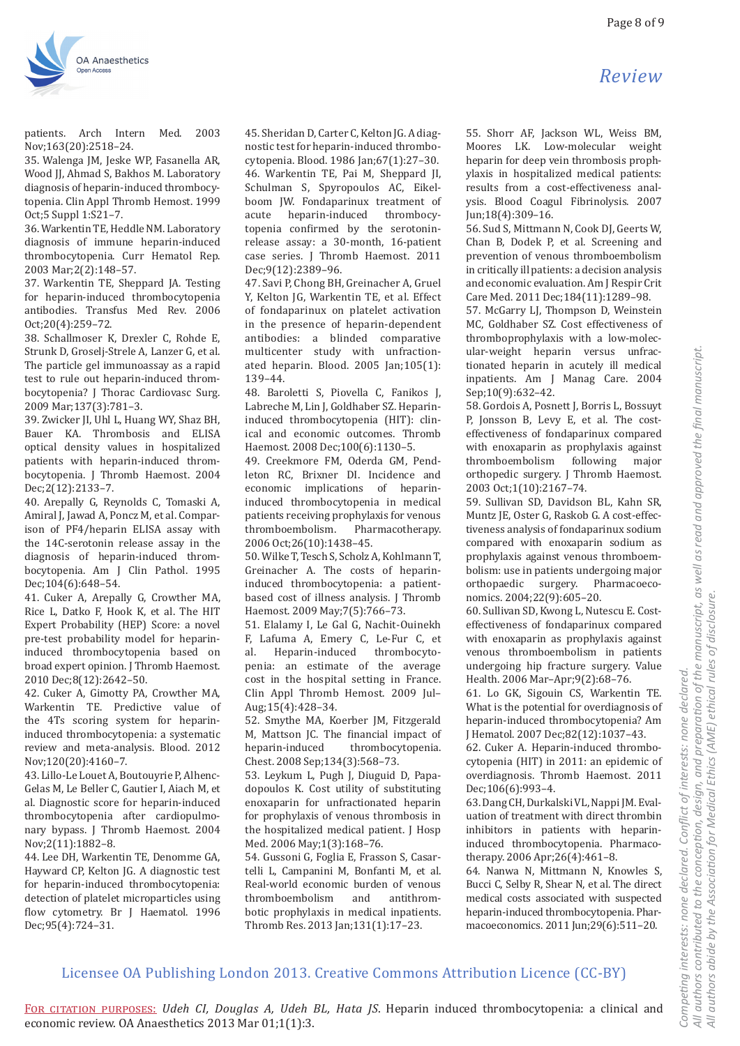patients. Arch Intern Med. 2003 Nov;163(20):2518–24.

35. Walenga JM, Jeske WP, Fasanella AR, Wood JJ, Ahmad S, Bakhos M. Laboratory diagnosis of heparin-induced thrombocytopenia. Clin Appl Thromb Hemost. 1999 Oct;5 Suppl 1:S21–7.

36. Warkentin TE, Heddle NM. Laboratory diagnosis of immune heparin-induced thrombocytopenia. Curr Hematol Rep. 2003 Mar;2(2):148–57.

37. Warkentin TE, Sheppard JA. Testing for heparin-induced thrombocytopenia antibodies. Transfus Med Rev. 2006 Oct;20(4):259–72.

38. Schallmoser K, Drexler C, Rohde E, Strunk D, Groselj-Strele A, Lanzer G, et al. The particle gel immunoassay as a rapid test to rule out heparin-induced thrombocytopenia? J Thorac Cardiovasc Surg. 2009 Mar;137(3):781–3.

39. Zwicker JI, Uhl L, Huang WY, Shaz BH, Bauer KA. Thrombosis and ELISA optical density values in hospitalized patients with heparin-induced thrombocytopenia. J Thromb Haemost. 2004 Dec;2(12):2133–7.

40. Arepally G, Reynolds C, Tomaski A, Amiral J, Jawad A, Poncz M, et al. Comparison of PF4/heparin ELISA assay with the 14C-serotonin release assay in the diagnosis of heparin-induced thrombocytopenia. Am J Clin Pathol. 1995 Dec;104(6):648–54.

41. Cuker A, Arepally G, Crowther MA, Rice L, Datko F, Hook K, et al. The HIT Expert Probability (HEP) Score: a novel pre-test probability model for heparin-induced thrombocytopenia based on broad expert opinion. J Thromb Haemost. 2010 Dec;8(12):2642–50.

42. Cuker A, Gimotty PA, Crowther MA, Warkentin TE. Predictive value of the 4Ts scoring system for heparin-induced thrombocytopenia: a systematic review and meta-analysis. Blood. 2012 Nov;120(20):4160–7.

43. Lillo-Le Louet A, Boutouyrie P, Alhenc-Gelas M, Le Beller C, Gautier I, Aiach M, et al. Diagnostic score for heparin-induced thrombocytopenia after cardiopulmonary bypass. J Thromb Haemost. 2004 Nov;2(11):1882–8.

44. Lee DH, Warkentin TE, Denomme GA, Hayward CP, Kelton JG. A diagnostic test for heparin-induced thrombocytopenia: detection of platelet microparticles using flow cytometry. Br J Haematol. 1996 Dec;95(4):724–31.

45. Sheridan D, Carter C, Kelton JG. A diagnostic test for heparin-induced thrombocytopenia. Blood. 1986 Jan;67(1):27–30.

46. Warkentin TE, Pai M, Sheppard JI, Schulman S, Spyropoulos AC, Eikelboom JW. Fondaparinux treatment of acute heparin-induced thrombocytopenia confirmed by the serotonin-release assay: a 30-month, 16-patient case series. J Thromb Haemost. 2011 Dec;9(12):2389–96.

47. Savi P, Chong BH, Greinacher A, Gruel Y, Kelton JG, Warkentin TE, et al. Effect of fondaparinux on platelet activation in the presence of heparin-dependent antibodies: a blinded comparative multicenter study with unfractionated heparin. Blood. 2005 Jan;105(1):139–44.

48. Baroletti S, Piovella C, Fanikos J, Labreche M, Lin J, Goldhaber SZ. Heparin-induced thrombocytopenia (HIT): clinical and economic outcomes. Thromb Haemost. 2008 Dec;100(6):1130–5.

49. Creekmore FM, Oderda GM, Pendleton RC, Brixner DI. Incidence and economic implications of heparin-induced thrombocytopenia in medical patients receiving prophylaxis for venous thromboembolism. Pharmacotherapy. 2006 Oct;26(10):1438–45.

50. Wilke T, Tesch S, Scholz A, Kohlmann T, Greinacher A. The costs of heparin-induced thrombocytopenia: a patient-based cost of illness analysis. J Thromb Haemost. 2009 May;7(5):766–73.

51. Elalamy I, Le Gal G, Nachit-Ouinekh F, Lafuma A, Emery C, Le-Fur C, et al. Heparin-induced thrombocytopenia: an estimate of the average cost in the hospital setting in France. Clin Appl Thromb Hemost. 2009 Jul–Aug;15(4):428–34.

52. Smythe MA, Koerber JM, Fitzgerald M, Mattson JC. The financial impact of heparin-induced thrombocytopenia. Chest. 2008 Sep;134(3):568–73.

53. Leykum L, Pugh J, Diuguid D, Papadopoulos K. Cost utility of substituting enoxaparin for unfractionated heparin for prophylaxis of venous thrombosis in the hospitalized medical patient. J Hosp Med. 2006 May;1(3):168–76.

54. Gussoni G, Foglia E, Frasson S, Casartelli L, Campanini M, Bonfanti M, et al. Real-world economic burden of venous thromboembolism and antithrombotic prophylaxis in medical inpatients. Thromb Res. 2013 Jan;131(1):17–23.

55. Shorr AF, Jackson WL, Weiss BM, Moores LK. Low-molecular weight heparin for deep vein thrombosis prophylaxis in hospitalized medical patients: results from a cost-effectiveness analysis. Blood Coagul Fibrinolysis. 2007 Jun;18(4):309–16.

56. Sud S, Mittmann N, Cook DJ, Geerts W, Chan B, Dodek P, et al. Screening and prevention of venous thromboembolism in critically ill patients: a decision analysis and economic evaluation. Am J Respir Crit Care Med. 2011 Dec;184(11):1289–98.

57. McGarry LJ, Thompson D, Weinstein MC, Goldhaber SZ. Cost effectiveness of thromboprophylaxis with a low-molecular-weight heparin versus unfractionated heparin in acutely ill medical inpatients. Am J Manag Care. 2004 Sep;10(9):632–42.

58. Gordois A, Posnett J, Borris L, Bossuyt P, Jonsson B, Levy E, et al. The cost-effectiveness of fondaparinux compared with enoxaparin as prophylaxis against thromboembolism following major orthopedic surgery. J Thromb Haemost. 2003 Oct;1(10):2167–74.

59. Sullivan SD, Davidson BL, Kahn SR, Muntz JE, Oster G, Raskob G. A cost-effectiveness analysis of fondaparinux sodium compared with enoxaparin sodium as prophylaxis against venous thromboembolism: use in patients undergoing major orthopaedic surgery. Pharmacoeconomics. 2004;22(9):605–20.

60. Sullivan SD, Kwong L, Nutescu E. Cost-effectiveness of fondaparinux compared with enoxaparin as prophylaxis against venous thromboembolism in patients undergoing hip fracture surgery. Value Health. 2006 Mar–Apr;9(2):68–76.

61. Lo GK, Sigouin CS, Warkentin TE. What is the potential for overdiagnosis of heparin-induced thrombocytopenia? Am J Hematol. 2007 Dec;82(12):1037–43.

62. Cuker A. Heparin-induced thrombocytopenia (HIT) in 2011: an epidemic of overdiagnosis. Thromb Haemost. 2011 Dec;106(6):993–4.

63. Dang CH, Durkalski VL, Nappi JM. Evaluation of treatment with direct thrombin inhibitors in patients with heparin-induced thrombocytopenia. Pharmacotherapy. 2006 Apr;26(4):461–8.

64. Nanwa N, Mittmann N, Knowles S, Bucci C, Selby R, Shear N, et al. The direct medical costs associated with suspected heparin-induced thrombocytopenia. Pharmacoeconomics. 2011 Jun;29(6):511–20.

*Competing interests: none declared. Conflict of interests: none declared. All authors contributed to the conception, design, and preparation of the manuscript, as well as read and approved the final manuscript. All authors abide by the Association for Medical Ethics (AME) ethical rules of disclosure.*

Licensee OA Publishing London 2013. Creative Commons Attribution Licence (CC-BY)

For citation purposes: *Udeh CI, Douglas A, Udeh BL, Hata JS.* Heparin induced thrombocytopenia: a clinical and economic review. OA Anaesthetics 2013 Mar 01;1(1):3.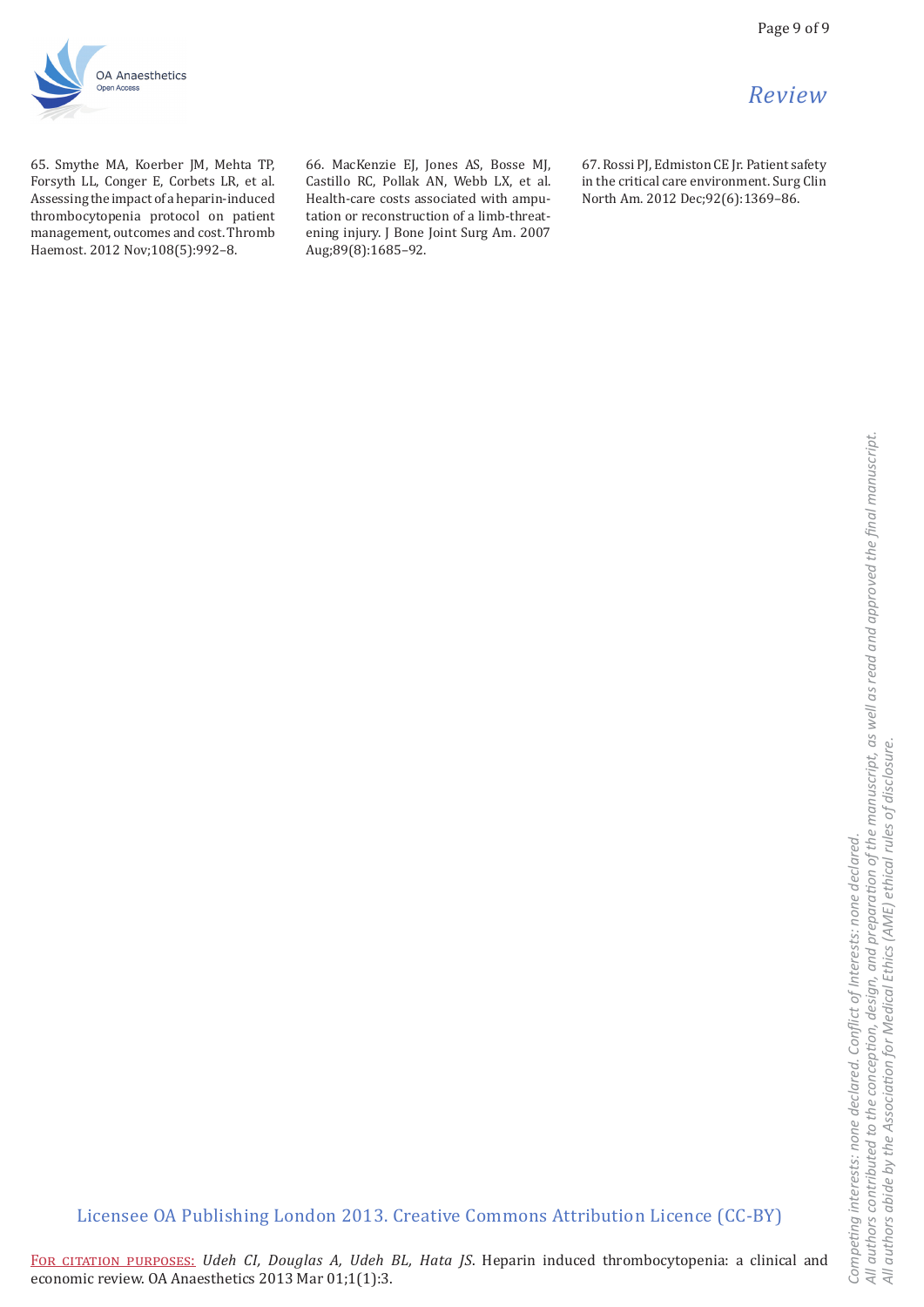65. Smythe MA, Koerber JM, Mehta TP, Forsyth LL, Conger E, Corbets LR, et al. Assessing the impact of a heparin-induced thrombocytopenia protocol on patient management, outcomes and cost. Thromb Haemost. 2012 Nov;108(5):992–8.

66. MacKenzie EJ, Jones AS, Bosse MJ, Castillo RC, Pollak AN, Webb LX, et al. Health-care costs associated with amputation or reconstruction of a limb-threatening injury. J Bone Joint Surg Am. 2007 Aug;89(8):1685–92.

67. Rossi PJ, Edmiston CE Jr. Patient safety in the critical care environment. Surg Clin North Am. 2012 Dec;92(6):1369–86.